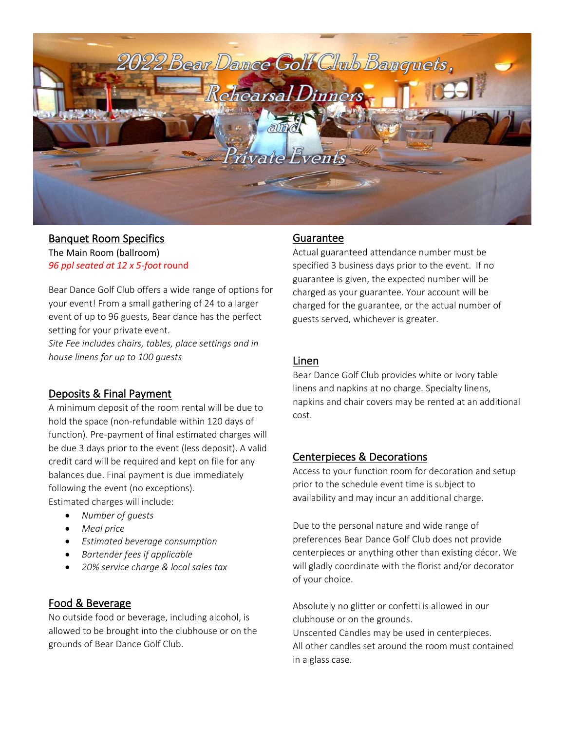# 2022 Bear Dance Golf Club Banquets, Rehearsal Dinners and Private Events

## Banquet Room Specifics

The Main Room (ballroom)
*96 ppl seated at 12 x 5-foot* round

Bear Dance Golf Club offers a wide range of options for your event! From a small gathering of 24 to a larger event of up to 96 guests, Bear dance has the perfect setting for your private event.
*Site Fee includes chairs, tables, place settings and in house linens for up to 100 guests*

## Deposits & Final Payment

A minimum deposit of the room rental will be due to hold the space (non-refundable within 120 days of function). Pre-payment of final estimated charges will be due 3 days prior to the event (less deposit). A valid credit card will be required and kept on file for any balances due. Final payment is due immediately following the event (no exceptions).
Estimated charges will include:

- *Number of guests*
- *Meal price*
- *Estimated beverage consumption*
- *Bartender fees if applicable*
- *20% service charge & local sales tax*

## Food & Beverage

No outside food or beverage, including alcohol, is allowed to be brought into the clubhouse or on the grounds of Bear Dance Golf Club.

## Guarantee

Actual guaranteed attendance number must be specified 3 business days prior to the event. If no guarantee is given, the expected number will be charged as your guarantee. Your account will be charged for the guarantee, or the actual number of guests served, whichever is greater.

## Linen

Bear Dance Golf Club provides white or ivory table linens and napkins at no charge. Specialty linens, napkins and chair covers may be rented at an additional cost.

## Centerpieces & Decorations

Access to your function room for decoration and setup prior to the schedule event time is subject to availability and may incur an additional charge.

Due to the personal nature and wide range of preferences Bear Dance Golf Club does not provide centerpieces or anything other than existing décor. We will gladly coordinate with the florist and/or decorator of your choice.

Absolutely no glitter or confetti is allowed in our clubhouse or on the grounds.
Unscented Candles may be used in centerpieces.
All other candles set around the room must contained in a glass case.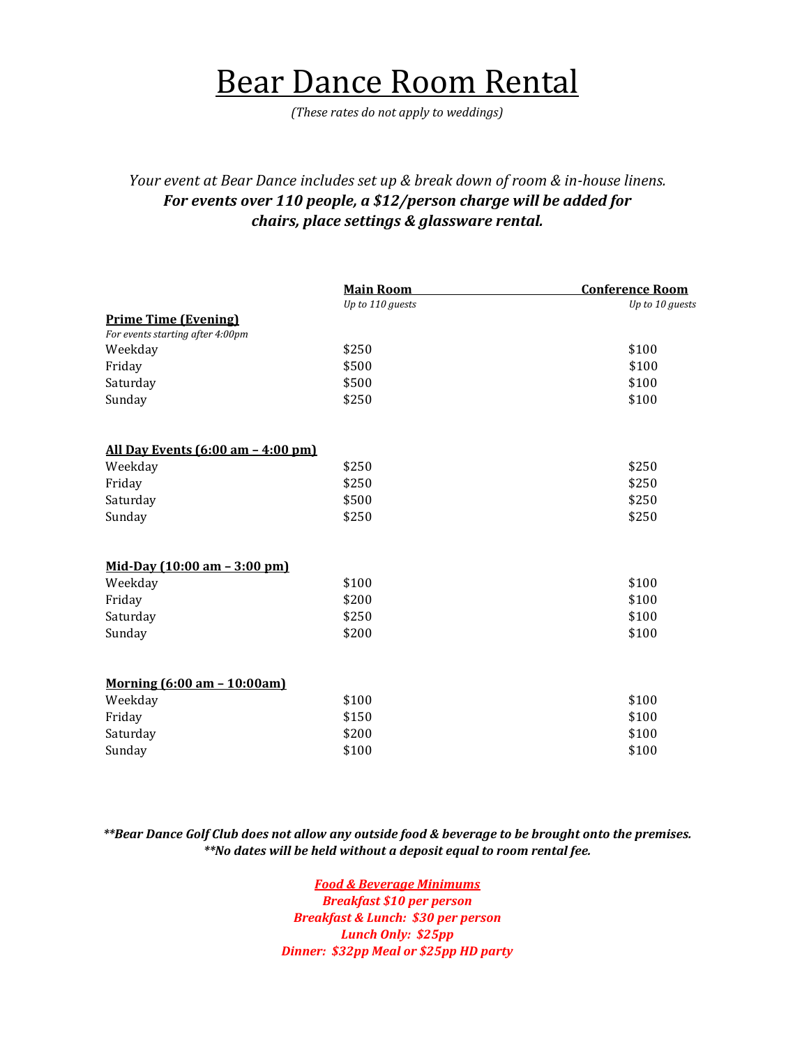# Bear Dance Room Rental

*(These rates do not apply to weddings)*

*Your event at Bear Dance includes set up & break down of room & in-house linens.*
***For events over 110 people, a $12/person charge will be added for chairs, place settings & glassware rental.***

| | **Main Room** *Up to 110 guests* | **Conference Room** *Up to 10 guests* |
|---|---|---|
| **Prime Time (Evening)** *For events starting after 4:00pm* | | |
| Weekday | $250 | $100 |
| Friday | $500 | $100 |
| Saturday | $500 | $100 |
| Sunday | $250 | $100 |
| **All Day Events (6:00 am – 4:00 pm)** | | |
| Weekday | $250 | $250 |
| Friday | $250 | $250 |
| Saturday | $500 | $250 |
| Sunday | $250 | $250 |
| **Mid-Day (10:00 am – 3:00 pm)** | | |
| Weekday | $100 | $100 |
| Friday | $200 | $100 |
| Saturday | $250 | $100 |
| Sunday | $200 | $100 |
| **Morning (6:00 am – 10:00am)** | | |
| Weekday | $100 | $100 |
| Friday | $150 | $100 |
| Saturday | $200 | $100 |
| Sunday | $100 | $100 |

***\*\*Bear Dance Golf Club does not allow any outside food & beverage to be brought onto the premises.***
***\*\*No dates will be held without a deposit equal to room rental fee.***

***Food & Beverage Minimums***

***Breakfast $10 per person***
***Breakfast & Lunch: $30 per person***
***Lunch Only: $25pp***
***Dinner: $32pp Meal or $25pp HD party***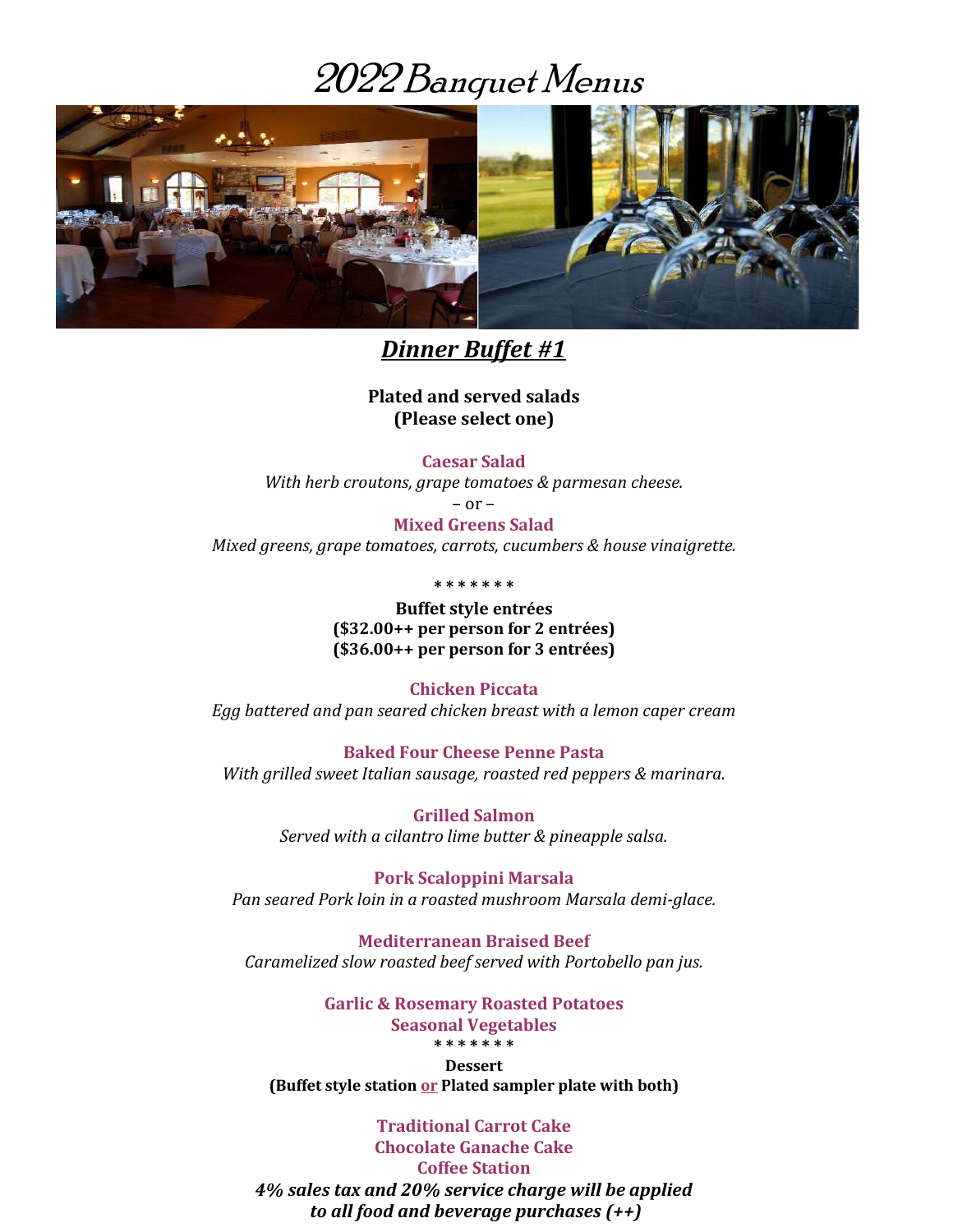# 2022 Banquet Menus

## *Dinner Buffet #1*

**Plated and served salads**
**(Please select one)**

**Caesar Salad**
*With herb croutons, grape tomatoes & parmesan cheese.*

– or –

**Mixed Greens Salad**
*Mixed greens, grape tomatoes, carrots, cucumbers & house vinaigrette.*

* * * * * * *

**Buffet style entrées**
**($32.00++ per person for 2 entrées)**
**($36.00++ per person for 3 entrées)**

**Chicken Piccata**
*Egg battered and pan seared chicken breast with a lemon caper cream*

**Baked Four Cheese Penne Pasta**
*With grilled sweet Italian sausage, roasted red peppers & marinara.*

**Grilled Salmon**
*Served with a cilantro lime butter & pineapple salsa.*

**Pork Scaloppini Marsala**
*Pan seared Pork loin in a roasted mushroom Marsala demi-glace.*

**Mediterranean Braised Beef**
*Caramelized slow roasted beef served with Portobello pan jus.*

**Garlic & Rosemary Roasted Potatoes**
**Seasonal Vegetables**

* * * * * * *

**Dessert**
**(Buffet style station or Plated sampler plate with both)**

**Traditional Carrot Cake**
**Chocolate Ganache Cake**
**Coffee Station**

***4% sales tax and 20% service charge will be applied to all food and beverage purchases (++)***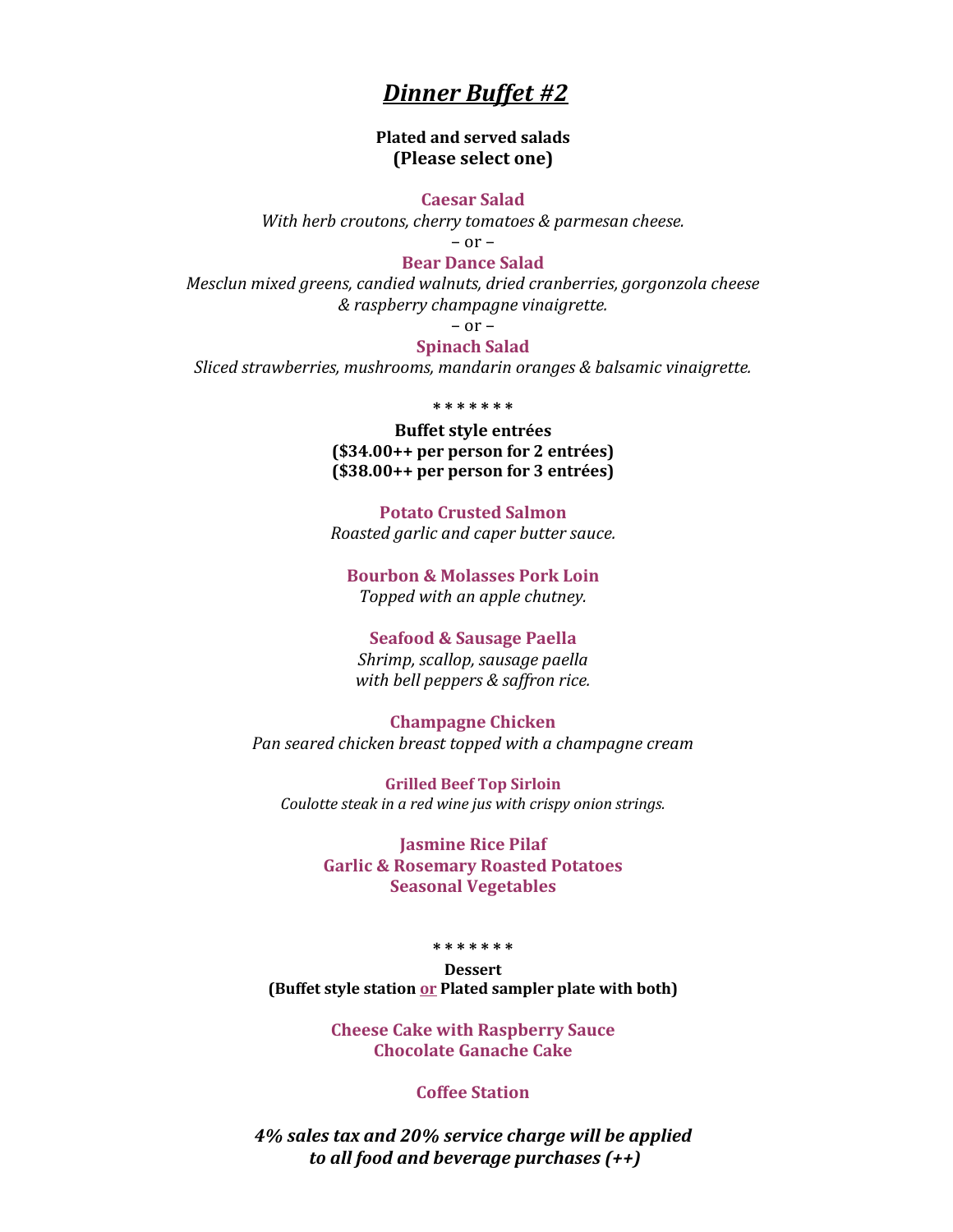# ***Dinner Buffet #2***

**Plated and served salads**
**(Please select one)**

**Caesar Salad**
*With herb croutons, cherry tomatoes & parmesan cheese.*

– or –

**Bear Dance Salad**
*Mesclun mixed greens, candied walnuts, dried cranberries, gorgonzola cheese & raspberry champagne vinaigrette.*

– or –

**Spinach Salad**
*Sliced strawberries, mushrooms, mandarin oranges & balsamic vinaigrette.*

\* \* \* \* \* \* \*

**Buffet style entrées**
**($34.00++ per person for 2 entrées)**
**($38.00++ per person for 3 entrées)**

**Potato Crusted Salmon**
*Roasted garlic and caper butter sauce.*

**Bourbon & Molasses Pork Loin**
*Topped with an apple chutney.*

**Seafood & Sausage Paella**
*Shrimp, scallop, sausage paella with bell peppers & saffron rice.*

**Champagne Chicken**
*Pan seared chicken breast topped with a champagne cream*

**Grilled Beef Top Sirloin**
*Coulotte steak in a red wine jus with crispy onion strings.*

**Jasmine Rice Pilaf**
**Garlic & Rosemary Roasted Potatoes**
**Seasonal Vegetables**

\* \* \* \* \* \* \*

**Dessert**
**(Buffet style station <u>or</u> Plated sampler plate with both)**

**Cheese Cake with Raspberry Sauce**
**Chocolate Ganache Cake**

**Coffee Station**

***4% sales tax and 20% service charge will be applied to all food and beverage purchases (++)***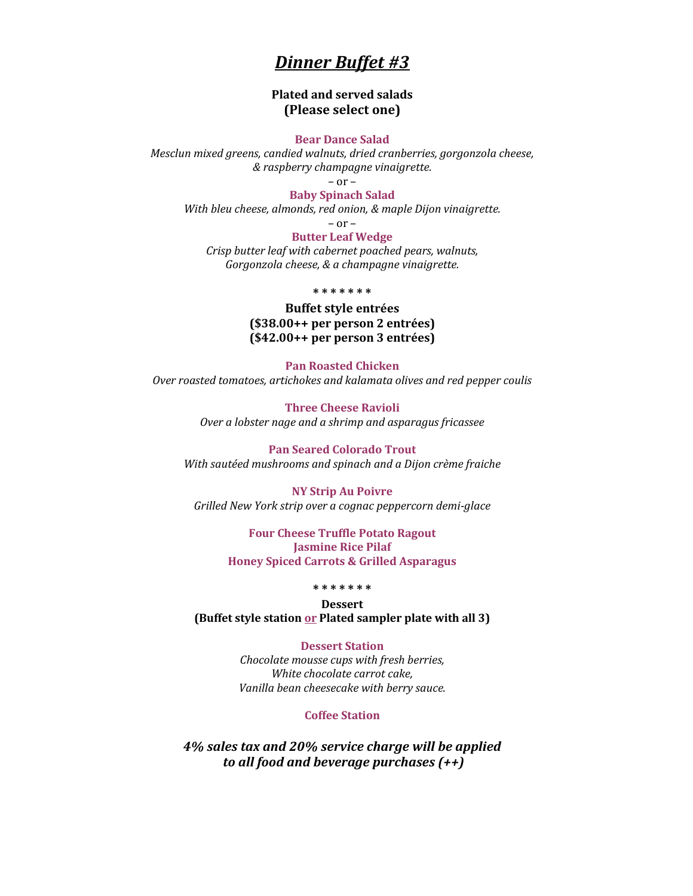# ***<u>Dinner Buffet #3</u>***

**Plated and served salads**
**(Please select one)**

**Bear Dance Salad**
*Mesclun mixed greens, candied walnuts, dried cranberries, gorgonzola cheese, & raspberry champagne vinaigrette.*

– or –

**Baby Spinach Salad**
*With bleu cheese, almonds, red onion, & maple Dijon vinaigrette.*

– or –

**Butter Leaf Wedge**
*Crisp butter leaf with cabernet poached pears, walnuts, Gorgonzola cheese, & a champagne vinaigrette.*

* * * * * * *

**Buffet style entrées**
**($38.00++ per person 2 entrées)**
**($42.00++ per person 3 entrées)**

**Pan Roasted Chicken**
*Over roasted tomatoes, artichokes and kalamata olives and red pepper coulis*

**Three Cheese Ravioli**
*Over a lobster nage and a shrimp and asparagus fricassee*

**Pan Seared Colorado Trout**
*With sautéed mushrooms and spinach and a Dijon crème fraiche*

**NY Strip Au Poivre**
*Grilled New York strip over a cognac peppercorn demi-glace*

**Four Cheese Truffle Potato Ragout**
**Jasmine Rice Pilaf**
**Honey Spiced Carrots & Grilled Asparagus**

* * * * * * *

**Dessert**
**(Buffet style station <u>or</u> Plated sampler plate with all 3)**

**Dessert Station**
*Chocolate mousse cups with fresh berries,*
*White chocolate carrot cake,*
*Vanilla bean cheesecake with berry sauce.*

**Coffee Station**

***4% sales tax and 20% service charge will be applied to all food and beverage purchases (++)***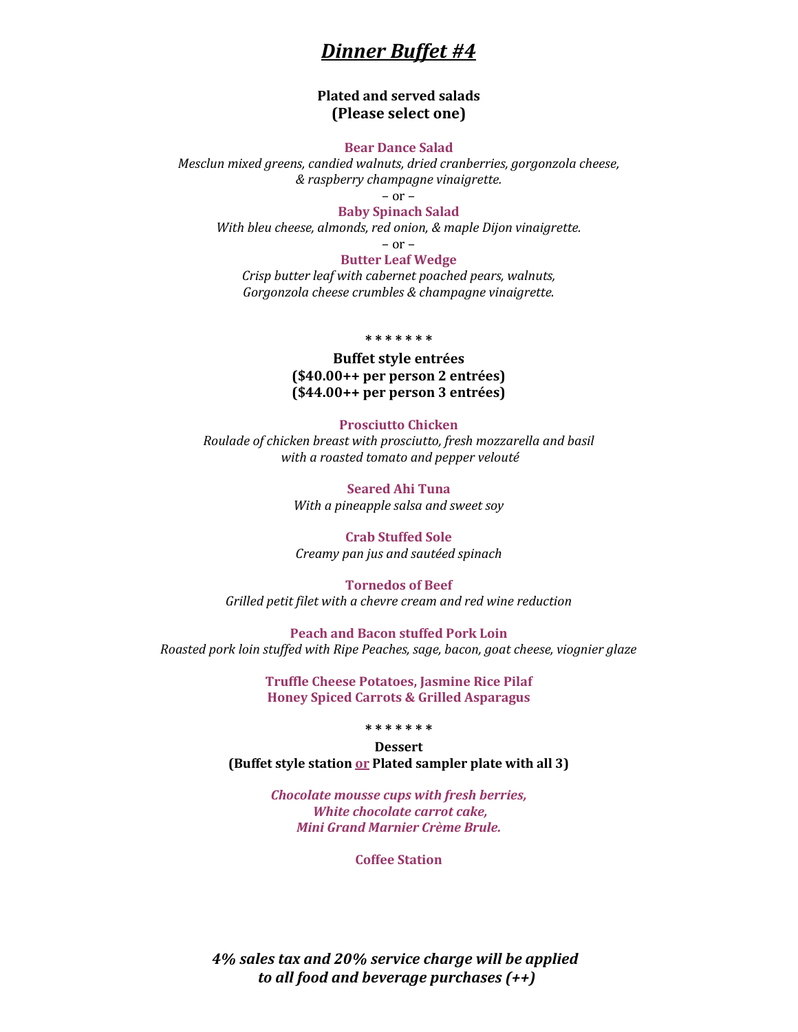# ***Dinner Buffet #4***

**Plated and served salads**
**(Please select one)**

**Bear Dance Salad**
*Mesclun mixed greens, candied walnuts, dried cranberries, gorgonzola cheese, & raspberry champagne vinaigrette.*

– or –

**Baby Spinach Salad**
*With bleu cheese, almonds, red onion, & maple Dijon vinaigrette.*

– or –

**Butter Leaf Wedge**
*Crisp butter leaf with cabernet poached pears, walnuts, Gorgonzola cheese crumbles & champagne vinaigrette.*

\* \* \* \* \* \* \*

**Buffet style entrées**
**($40.00++ per person 2 entrées)**
**($44.00++ per person 3 entrées)**

**Prosciutto Chicken**
*Roulade of chicken breast with prosciutto, fresh mozzarella and basil with a roasted tomato and pepper velouté*

**Seared Ahi Tuna**
*With a pineapple salsa and sweet soy*

**Crab Stuffed Sole**
*Creamy pan jus and sautéed spinach*

**Tornedos of Beef**
*Grilled petit filet with a chevre cream and red wine reduction*

**Peach and Bacon stuffed Pork Loin**
*Roasted pork loin stuffed with Ripe Peaches, sage, bacon, goat cheese, viognier glaze*

**Truffle Cheese Potatoes, Jasmine Rice Pilaf**
**Honey Spiced Carrots & Grilled Asparagus**

\* \* \* \* \* \* \*

**Dessert**
**(Buffet style station or Plated sampler plate with all 3)**

***Chocolate mousse cups with fresh berries,***
***White chocolate carrot cake,***
***Mini Grand Marnier Crème Brule.***

**Coffee Station**

***4% sales tax and 20% service charge will be applied to all food and beverage purchases (++)***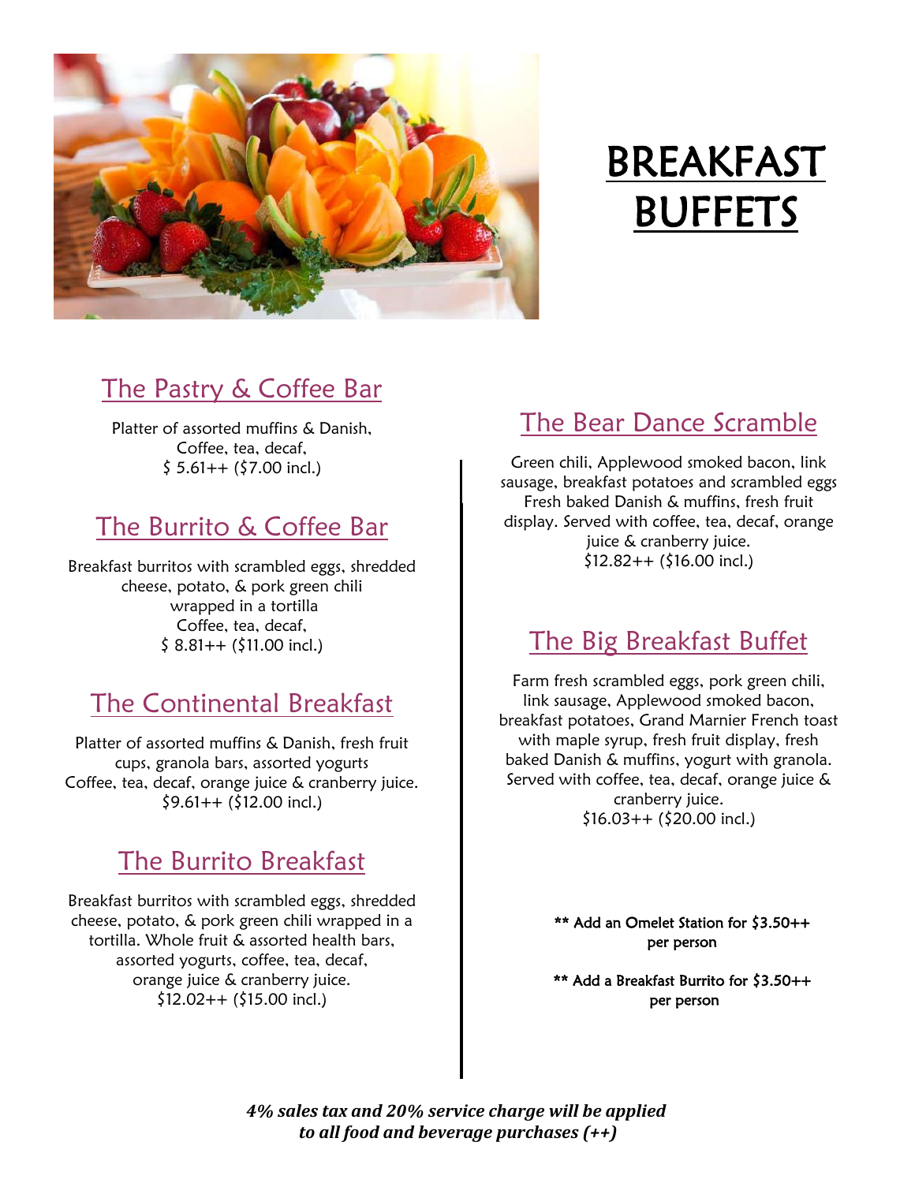# BREAKFAST BUFFETS

## The Pastry & Coffee Bar

Platter of assorted muffins & Danish,
Coffee, tea, decaf,
$ 5.61++ ($7.00 incl.)

## The Burrito & Coffee Bar

Breakfast burritos with scrambled eggs, shredded cheese, potato, & pork green chili wrapped in a tortilla
Coffee, tea, decaf,
$ 8.81++ ($11.00 incl.)

## The Continental Breakfast

Platter of assorted muffins & Danish, fresh fruit cups, granola bars, assorted yogurts
Coffee, tea, decaf, orange juice & cranberry juice.
$9.61++ ($12.00 incl.)

## The Burrito Breakfast

Breakfast burritos with scrambled eggs, shredded cheese, potato, & pork green chili wrapped in a tortilla. Whole fruit & assorted health bars, assorted yogurts, coffee, tea, decaf, orange juice & cranberry juice.
$12.02++ ($15.00 incl.)

## The Bear Dance Scramble

Green chili, Applewood smoked bacon, link sausage, breakfast potatoes and scrambled eggs Fresh baked Danish & muffins, fresh fruit display. Served with coffee, tea, decaf, orange juice & cranberry juice.
$12.82++ ($16.00 incl.)

## The Big Breakfast Buffet

Farm fresh scrambled eggs, pork green chili, link sausage, Applewood smoked bacon, breakfast potatoes, Grand Marnier French toast with maple syrup, fresh fruit display, fresh baked Danish & muffins, yogurt with granola. Served with coffee, tea, decaf, orange juice & cranberry juice.
$16.03++ ($20.00 incl.)

** Add an Omelet Station for $3.50++ per person

** Add a Breakfast Burrito for $3.50++ per person

***4% sales tax and 20% service charge will be applied to all food and beverage purchases (++)***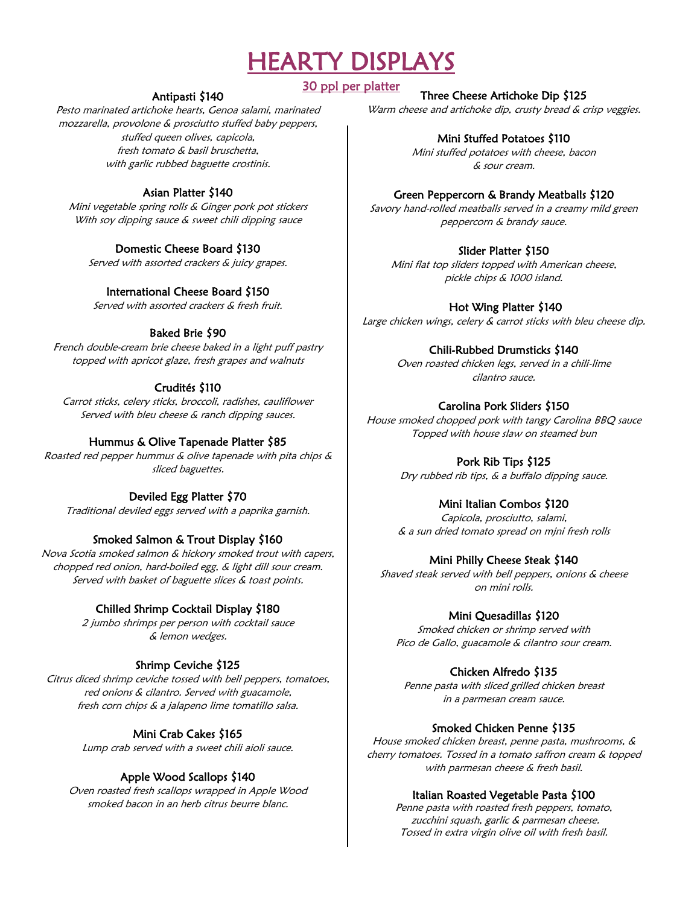# HEARTY DISPLAYS

30 ppl per platter

### Antipasti $140

*Pesto marinated artichoke hearts, Genoa salami, marinated mozzarella, provolone & prosciutto stuffed baby peppers, stuffed queen olives, capicola, fresh tomato & basil bruschetta, with garlic rubbed baguette crostinis.*

### Asian Platter $140

*Mini vegetable spring rolls & Ginger pork pot stickers With soy dipping sauce & sweet chili dipping sauce*

### Domestic Cheese Board $130

*Served with assorted crackers & juicy grapes.*

### International Cheese Board $150

*Served with assorted crackers & fresh fruit.*

### Baked Brie $90

*French double-cream brie cheese baked in a light puff pastry topped with apricot glaze, fresh grapes and walnuts*

### Crudités $110

*Carrot sticks, celery sticks, broccoli, radishes, cauliflower Served with bleu cheese & ranch dipping sauces.*

### Hummus & Olive Tapenade Platter $85

*Roasted red pepper hummus & olive tapenade with pita chips & sliced baguettes.*

### Deviled Egg Platter $70

*Traditional deviled eggs served with a paprika garnish.*

### Smoked Salmon & Trout Display $160

*Nova Scotia smoked salmon & hickory smoked trout with capers, chopped red onion, hard-boiled egg, & light dill sour cream. Served with basket of baguette slices & toast points.*

### Chilled Shrimp Cocktail Display $180

*2 jumbo shrimps per person with cocktail sauce & lemon wedges.*

### Shrimp Ceviche $125

*Citrus diced shrimp ceviche tossed with bell peppers, tomatoes, red onions & cilantro. Served with guacamole, fresh corn chips & a jalapeno lime tomatillo salsa.*

### Mini Crab Cakes $165

*Lump crab served with a sweet chili aioli sauce.*

### Apple Wood Scallops $140

*Oven roasted fresh scallops wrapped in Apple Wood smoked bacon in an herb citrus beurre blanc.*

### Three Cheese Artichoke Dip $125

*Warm cheese and artichoke dip, crusty bread & crisp veggies.*

### Mini Stuffed Potatoes $110

*Mini stuffed potatoes with cheese, bacon & sour cream.*

### Green Peppercorn & Brandy Meatballs $120

*Savory hand-rolled meatballs served in a creamy mild green peppercorn & brandy sauce.*

### Slider Platter $150

*Mini flat top sliders topped with American cheese, pickle chips & 1000 island.*

### Hot Wing Platter $140

*Large chicken wings, celery & carrot sticks with bleu cheese dip.*

### Chili-Rubbed Drumsticks $140

*Oven roasted chicken legs, served in a chili-lime cilantro sauce.*

### Carolina Pork Sliders $150

*House smoked chopped pork with tangy Carolina BBQ sauce Topped with house slaw on steamed bun*

### Pork Rib Tips $125

*Dry rubbed rib tips, & a buffalo dipping sauce.*

### Mini Italian Combos $120

*Capicola, prosciutto, salami, & a sun dried tomato spread on mjni fresh rolls*

### Mini Philly Cheese Steak $140

*Shaved steak served with bell peppers, onions & cheese on mini rolls.*

### Mini Quesadillas $120

*Smoked chicken or shrimp served with Pico de Gallo, guacamole & cilantro sour cream.*

### Chicken Alfredo $135

*Penne pasta with sliced grilled chicken breast in a parmesan cream sauce.*

### Smoked Chicken Penne $135

*House smoked chicken breast, penne pasta, mushrooms, & cherry tomatoes. Tossed in a tomato saffron cream & topped with parmesan cheese & fresh basil.*

### Italian Roasted Vegetable Pasta $100

*Penne pasta with roasted fresh peppers, tomato, zucchini squash, garlic & parmesan cheese. Tossed in extra virgin olive oil with fresh basil.*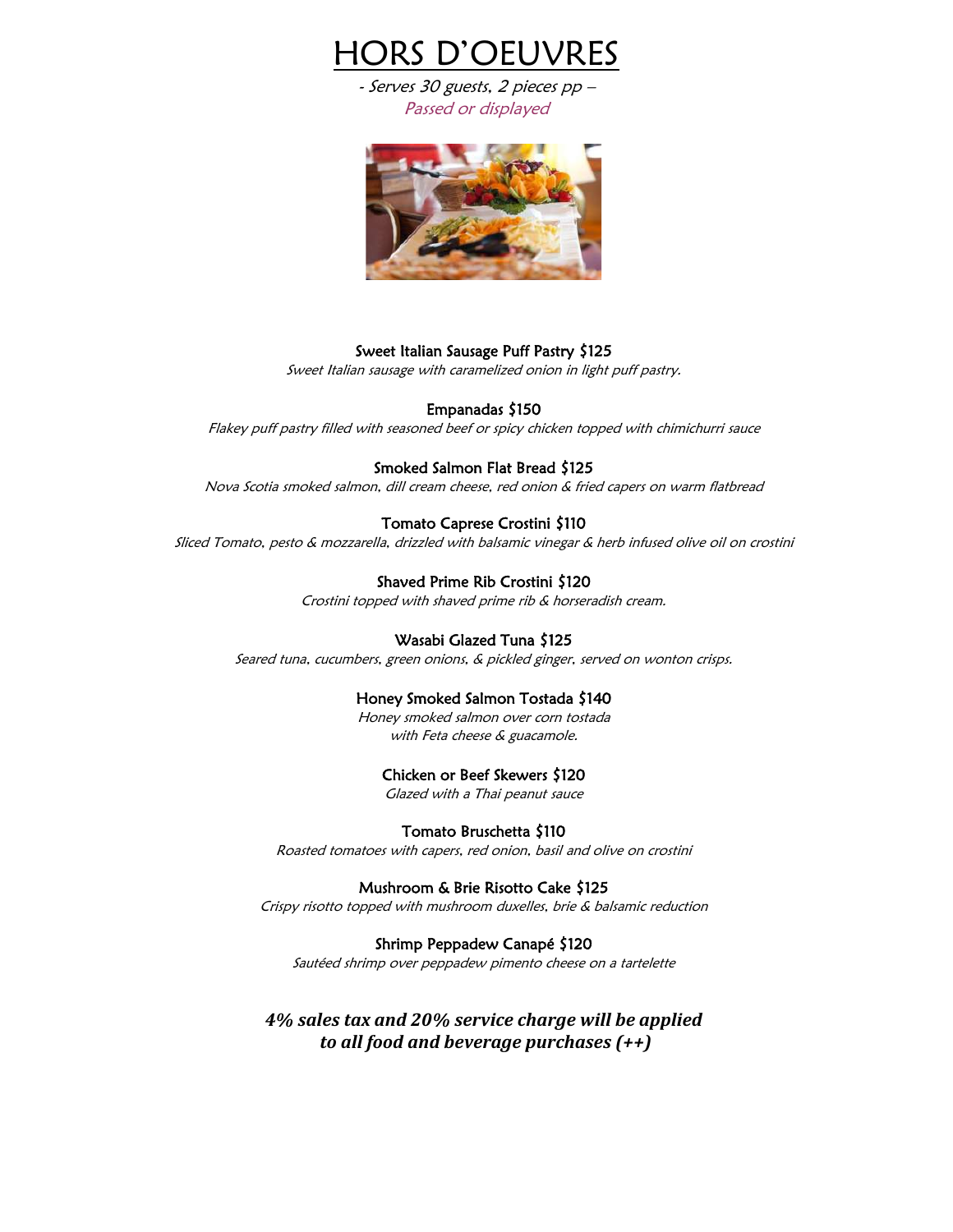# HORS D'OEUVRES

*- Serves 30 guests, 2 pieces pp –*

*Passed or displayed*

### Sweet Italian Sausage Puff Pastry $125

*Sweet Italian sausage with caramelized onion in light puff pastry.*

### Empanadas $150

*Flakey puff pastry filled with seasoned beef or spicy chicken topped with chimichurri sauce*

### Smoked Salmon Flat Bread $125

*Nova Scotia smoked salmon, dill cream cheese, red onion & fried capers on warm flatbread*

### Tomato Caprese Crostini $110

*Sliced Tomato, pesto & mozzarella, drizzled with balsamic vinegar & herb infused olive oil on crostini*

### Shaved Prime Rib Crostini $120

*Crostini topped with shaved prime rib & horseradish cream.*

### Wasabi Glazed Tuna $125

*Seared tuna, cucumbers, green onions, & pickled ginger, served on wonton crisps.*

### Honey Smoked Salmon Tostada $140

*Honey smoked salmon over corn tostada with Feta cheese & guacamole.*

### Chicken or Beef Skewers $120

*Glazed with a Thai peanut sauce*

### Tomato Bruschetta $110

*Roasted tomatoes with capers, red onion, basil and olive on crostini*

### Mushroom & Brie Risotto Cake $125

*Crispy risotto topped with mushroom duxelles, brie & balsamic reduction*

### Shrimp Peppadew Canapé $120

*Sautéed shrimp over peppadew pimento cheese on a tartelette*

***4% sales tax and 20% service charge will be applied to all food and beverage purchases (++)***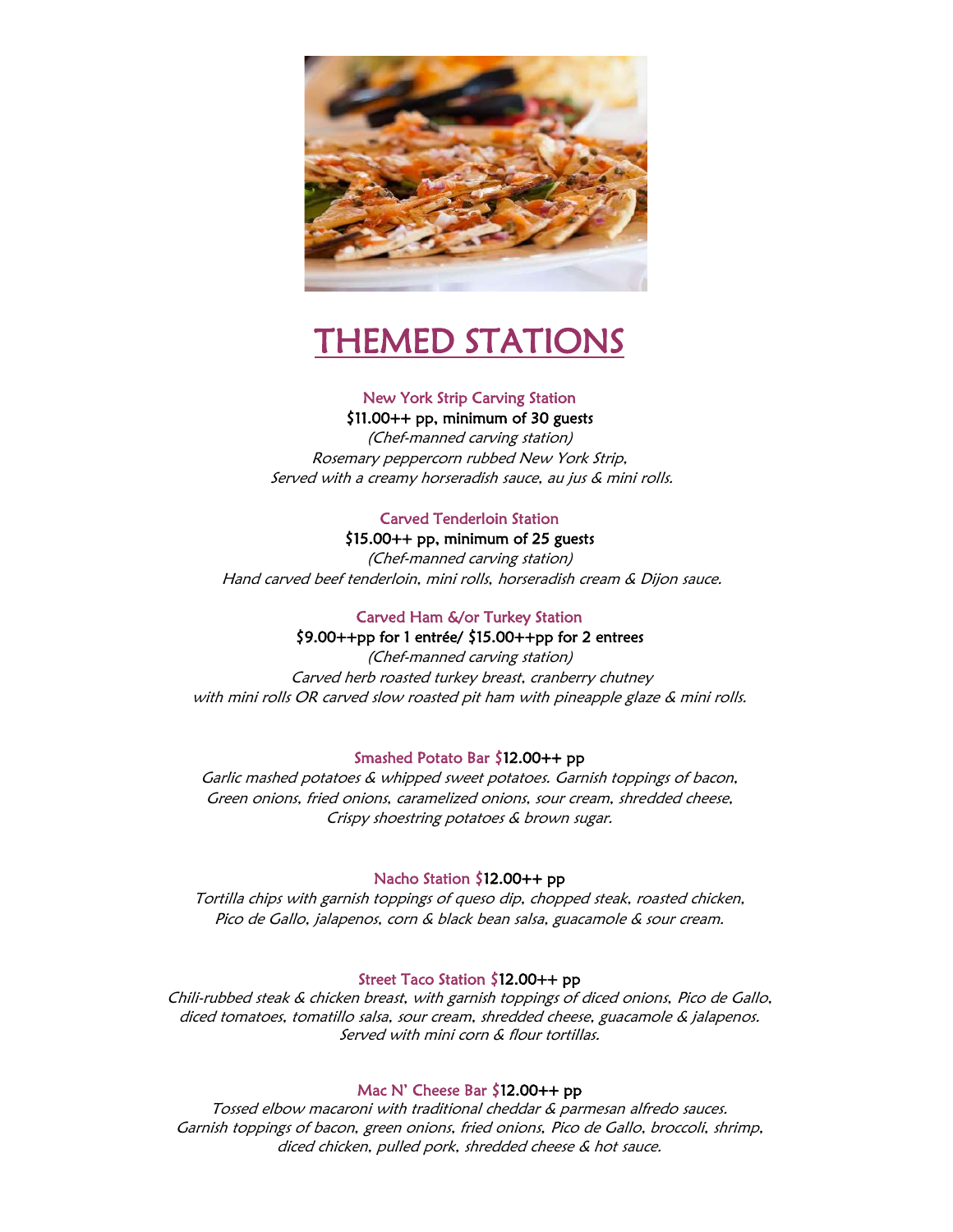# THEMED STATIONS

### New York Strip Carving Station

$11.00++ pp, minimum of 30 guests

*(Chef-manned carving station)*
*Rosemary peppercorn rubbed New York Strip,*
*Served with a creamy horseradish sauce, au jus & mini rolls.*

### Carved Tenderloin Station

$15.00++ pp, minimum of 25 guests

*(Chef-manned carving station)*
*Hand carved beef tenderloin, mini rolls, horseradish cream & Dijon sauce.*

### Carved Ham &/or Turkey Station

$9.00++pp for 1 entrée/ $15.00++pp for 2 entrees

*(Chef-manned carving station)*
*Carved herb roasted turkey breast, cranberry chutney*
*with mini rolls OR carved slow roasted pit ham with pineapple glaze & mini rolls.*

### Smashed Potato Bar $12.00++ pp

*Garlic mashed potatoes & whipped sweet potatoes. Garnish toppings of bacon,*
*Green onions, fried onions, caramelized onions, sour cream, shredded cheese,*
*Crispy shoestring potatoes & brown sugar.*

### Nacho Station $12.00++ pp

*Tortilla chips with garnish toppings of queso dip, chopped steak, roasted chicken,*
*Pico de Gallo, jalapenos, corn & black bean salsa, guacamole & sour cream.*

### Street Taco Station $12.00++ pp

*Chili-rubbed steak & chicken breast, with garnish toppings of diced onions, Pico de Gallo,*
*diced tomatoes, tomatillo salsa, sour cream, shredded cheese, guacamole & jalapenos.*
*Served with mini corn & flour tortillas.*

### Mac N' Cheese Bar $12.00++ pp

*Tossed elbow macaroni with traditional cheddar & parmesan alfredo sauces.*
*Garnish toppings of bacon, green onions, fried onions, Pico de Gallo, broccoli, shrimp,*
*diced chicken, pulled pork, shredded cheese & hot sauce.*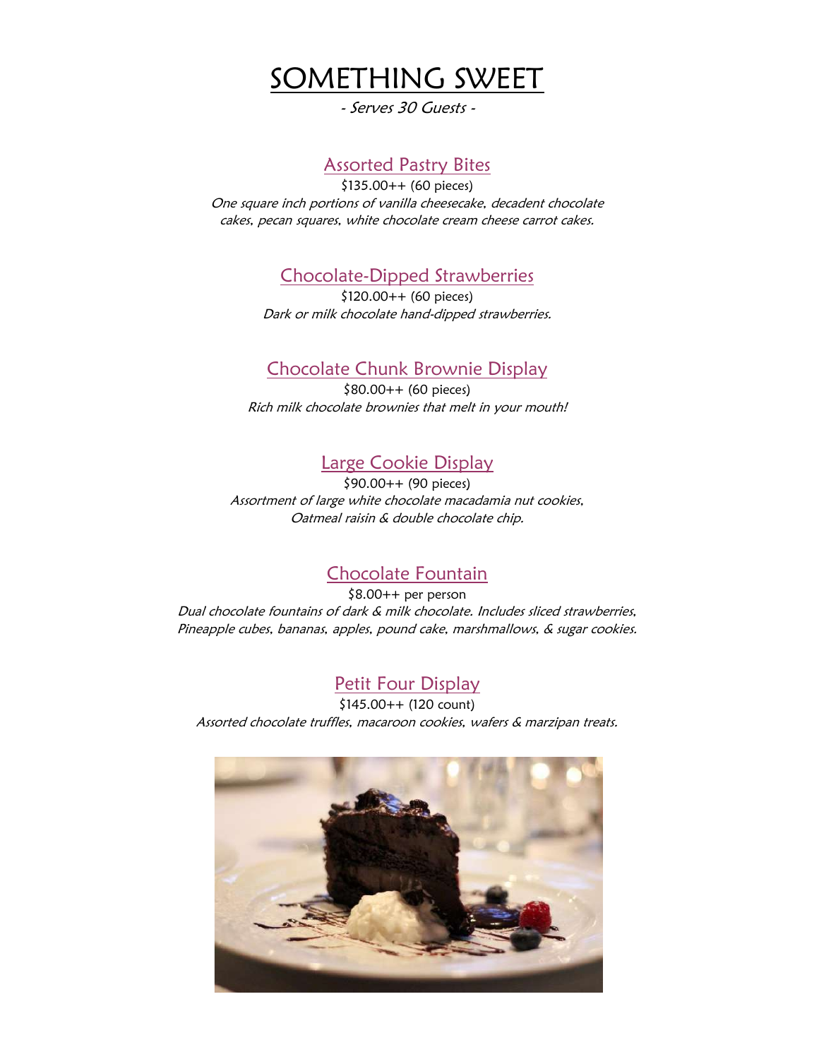# SOMETHING SWEET

*- Serves 30 Guests -*

## Assorted Pastry Bites

$135.00++ (60 pieces)

*One square inch portions of vanilla cheesecake, decadent chocolate cakes, pecan squares, white chocolate cream cheese carrot cakes.*

## Chocolate-Dipped Strawberries

$120.00++ (60 pieces)

*Dark or milk chocolate hand-dipped strawberries.*

## Chocolate Chunk Brownie Display

$80.00++ (60 pieces)

*Rich milk chocolate brownies that melt in your mouth!*

## Large Cookie Display

$90.00++ (90 pieces)

*Assortment of large white chocolate macadamia nut cookies, Oatmeal raisin & double chocolate chip.*

## Chocolate Fountain

$8.00++ per person

*Dual chocolate fountains of dark & milk chocolate. Includes sliced strawberries, Pineapple cubes, bananas, apples, pound cake, marshmallows, & sugar cookies.*

## Petit Four Display

$145.00++ (120 count)

*Assorted chocolate truffles, macaroon cookies, wafers & marzipan treats.*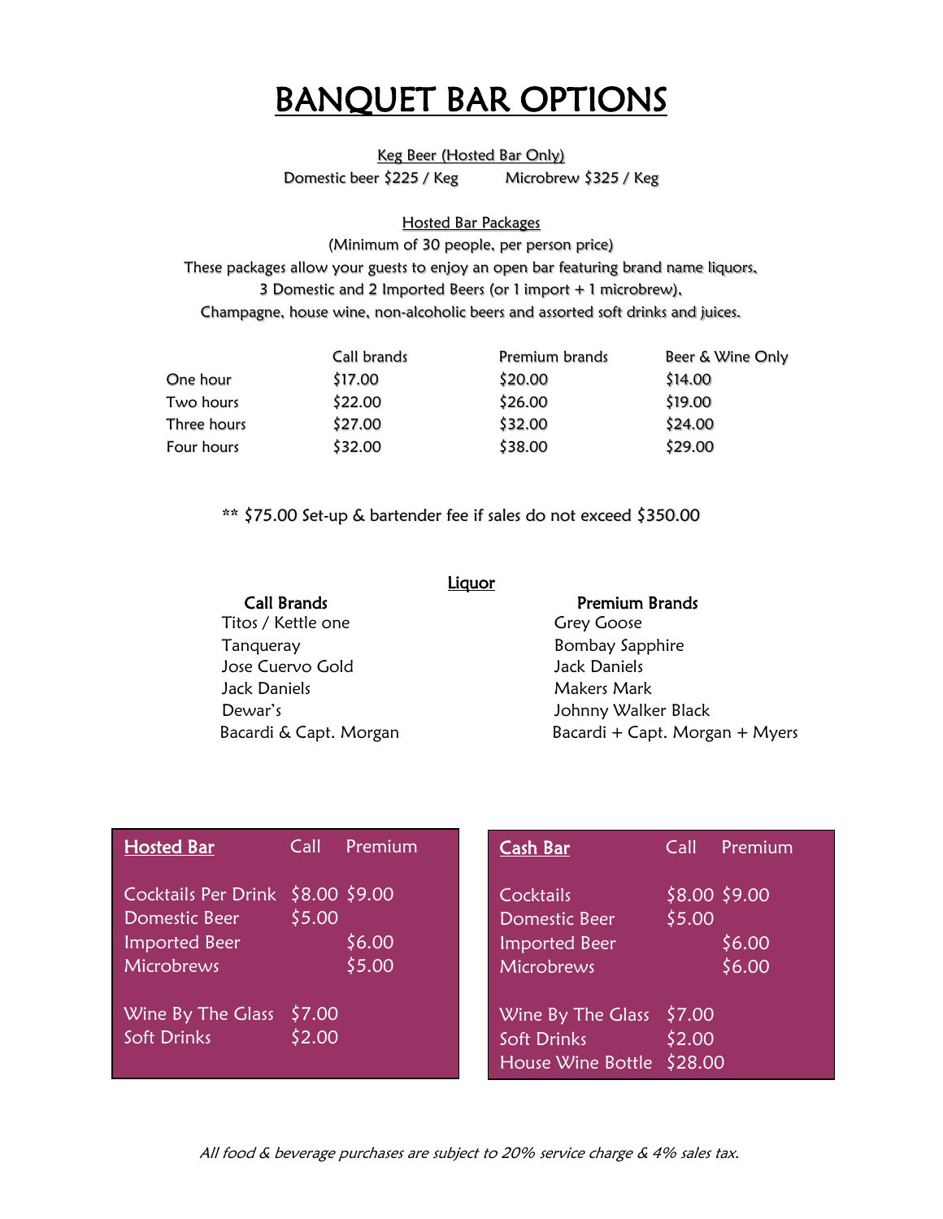# BANQUET BAR OPTIONS

Keg Beer (Hosted Bar Only)

Domestic beer $225 / Keg    Microbrew $325 / Keg

Hosted Bar Packages

(Minimum of 30 people, per person price)

These packages allow your guests to enjoy an open bar featuring brand name liquors, 3 Domestic and 2 Imported Beers (or 1 import + 1 microbrew), Champagne, house wine, non-alcoholic beers and assorted soft drinks and juices.

| | Call brands | Premium brands | Beer & Wine Only |
|---|---|---|---|
| One hour | $17.00 | $20.00 | $14.00 |
| Two hours | $22.00 | $26.00 | $19.00 |
| Three hours | $27.00 | $32.00 | $24.00 |
| Four hours | $32.00 | $38.00 | $29.00 |

** $75.00 Set-up & bartender fee if sales do not exceed $350.00

## Liquor

| Call Brands | Premium Brands |
|---|---|
| Titos / Kettle one | Grey Goose |
| Tanqueray | Bombay Sapphire |
| Jose Cuervo Gold | Jack Daniels |
| Jack Daniels | Makers Mark |
| Dewar's | Johnny Walker Black |
| Bacardi & Capt. Morgan | Bacardi + Capt. Morgan + Myers |

| Hosted Bar | Call | Premium |
|---|---|---|
| Cocktails Per Drink | $8.00 | $9.00 |
| Domestic Beer | $5.00 | |
| Imported Beer | | $6.00 |
| Microbrews | | $5.00 |
| Wine By The Glass | $7.00 | |
| Soft Drinks | $2.00 | |

| Cash Bar | Call | Premium |
|---|---|---|
| Cocktails | $8.00 | $9.00 |
| Domestic Beer | $5.00 | |
| Imported Beer | | $6.00 |
| Microbrews | | $6.00 |
| Wine By The Glass | $7.00 | |
| Soft Drinks | $2.00 | |
| House Wine Bottle | $28.00 | |

*All food & beverage purchases are subject to 20% service charge & 4% sales tax.*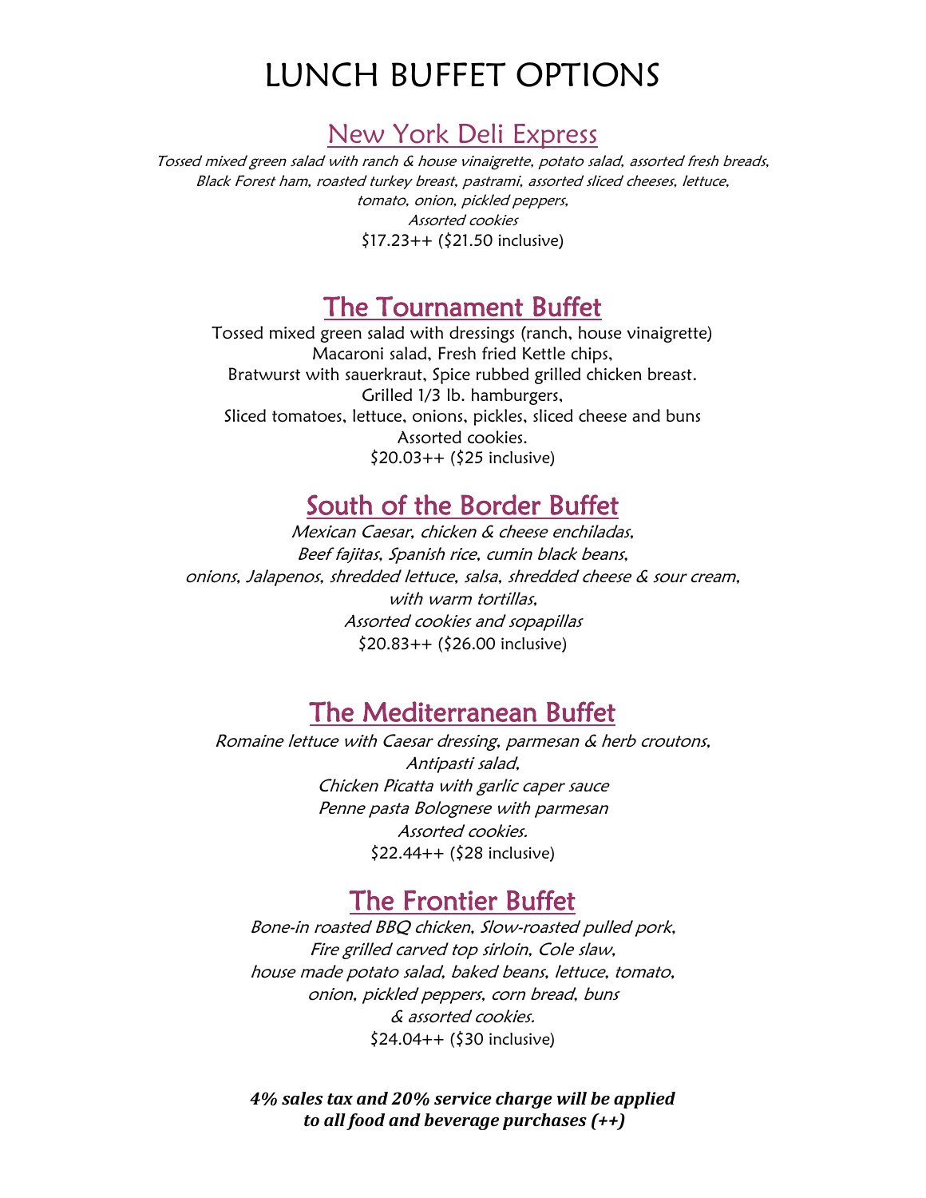# LUNCH BUFFET OPTIONS

## New York Deli Express

*Tossed mixed green salad with ranch & house vinaigrette, potato salad, assorted fresh breads, Black Forest ham, roasted turkey breast, pastrami, assorted sliced cheeses, lettuce, tomato, onion, pickled peppers,*
*Assorted cookies*
$17.23++ ($21.50 inclusive)

## The Tournament Buffet

Tossed mixed green salad with dressings (ranch, house vinaigrette)
Macaroni salad, Fresh fried Kettle chips,
Bratwurst with sauerkraut, Spice rubbed grilled chicken breast.
Grilled 1/3 lb. hamburgers,
Sliced tomatoes, lettuce, onions, pickles, sliced cheese and buns
Assorted cookies.
$20.03++ ($25 inclusive)

## South of the Border Buffet

*Mexican Caesar, chicken & cheese enchiladas,*
*Beef fajitas, Spanish rice, cumin black beans,*
*onions, Jalapenos, shredded lettuce, salsa, shredded cheese & sour cream,*
*with warm tortillas,*
*Assorted cookies and sopapillas*
$20.83++ ($26.00 inclusive)

## The Mediterranean Buffet

*Romaine lettuce with Caesar dressing, parmesan & herb croutons,*
*Antipasti salad,*
*Chicken Picatta with garlic caper sauce*
*Penne pasta Bolognese with parmesan*
*Assorted cookies.*
$22.44++ ($28 inclusive)

## The Frontier Buffet

*Bone-in roasted BBQ chicken, Slow-roasted pulled pork,*
*Fire grilled carved top sirloin, Cole slaw,*
*house made potato salad, baked beans, lettuce, tomato,*
*onion, pickled peppers, corn bread, buns*
*& assorted cookies.*
$24.04++ ($30 inclusive)

***4% sales tax and 20% service charge will be applied to all food and beverage purchases (++)***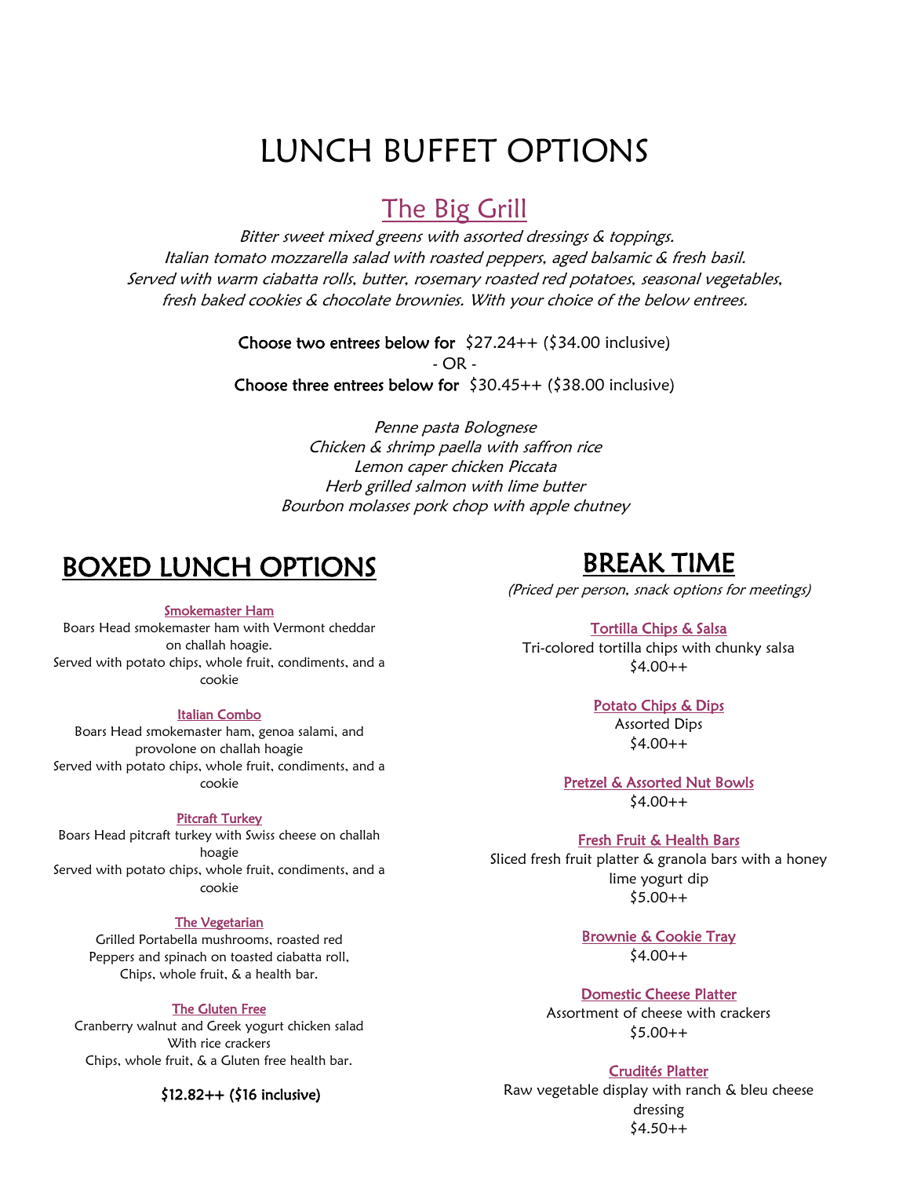# LUNCH BUFFET OPTIONS

## The Big Grill

*Bitter sweet mixed greens with assorted dressings & toppings.*
*Italian tomato mozzarella salad with roasted peppers, aged balsamic & fresh basil.*
*Served with warm ciabatta rolls, butter, rosemary roasted red potatoes, seasonal vegetables, fresh baked cookies & chocolate brownies. With your choice of the below entrees.*

**Choose two entrees below for** $27.24++ ($34.00 inclusive)

- OR -

**Choose three entrees below for** $30.45++ ($38.00 inclusive)

*Penne pasta Bolognese*
*Chicken & shrimp paella with saffron rice*
*Lemon caper chicken Piccata*
*Herb grilled salmon with lime butter*
*Bourbon molasses pork chop with apple chutney*

# BOXED LUNCH OPTIONS

**Smokemaster Ham**
Boars Head smokemaster ham with Vermont cheddar on challah hoagie.
Served with potato chips, whole fruit, condiments, and a cookie

**Italian Combo**
Boars Head smokemaster ham, genoa salami, and provolone on challah hoagie
Served with potato chips, whole fruit, condiments, and a cookie

**Pitcraft Turkey**
Boars Head pitcraft turkey with Swiss cheese on challah hoagie
Served with potato chips, whole fruit, condiments, and a cookie

**The Vegetarian**
Grilled Portabella mushrooms, roasted red Peppers and spinach on toasted ciabatta roll,
Chips, whole fruit, & a health bar.

**The Gluten Free**
Cranberry walnut and Greek yogurt chicken salad With rice crackers
Chips, whole fruit, & a Gluten free health bar.

**$12.82++ ($16 inclusive)**

# BREAK TIME

*(Priced per person, snack options for meetings)*

**Tortilla Chips & Salsa**
Tri-colored tortilla chips with chunky salsa
$4.00++

**Potato Chips & Dips**
Assorted Dips
$4.00++

**Pretzel & Assorted Nut Bowls**
$4.00++

**Fresh Fruit & Health Bars**
Sliced fresh fruit platter & granola bars with a honey lime yogurt dip
$5.00++

**Brownie & Cookie Tray**
$4.00++

**Domestic Cheese Platter**
Assortment of cheese with crackers
$5.00++

**Crudités Platter**
Raw vegetable display with ranch & bleu cheese dressing
$4.50++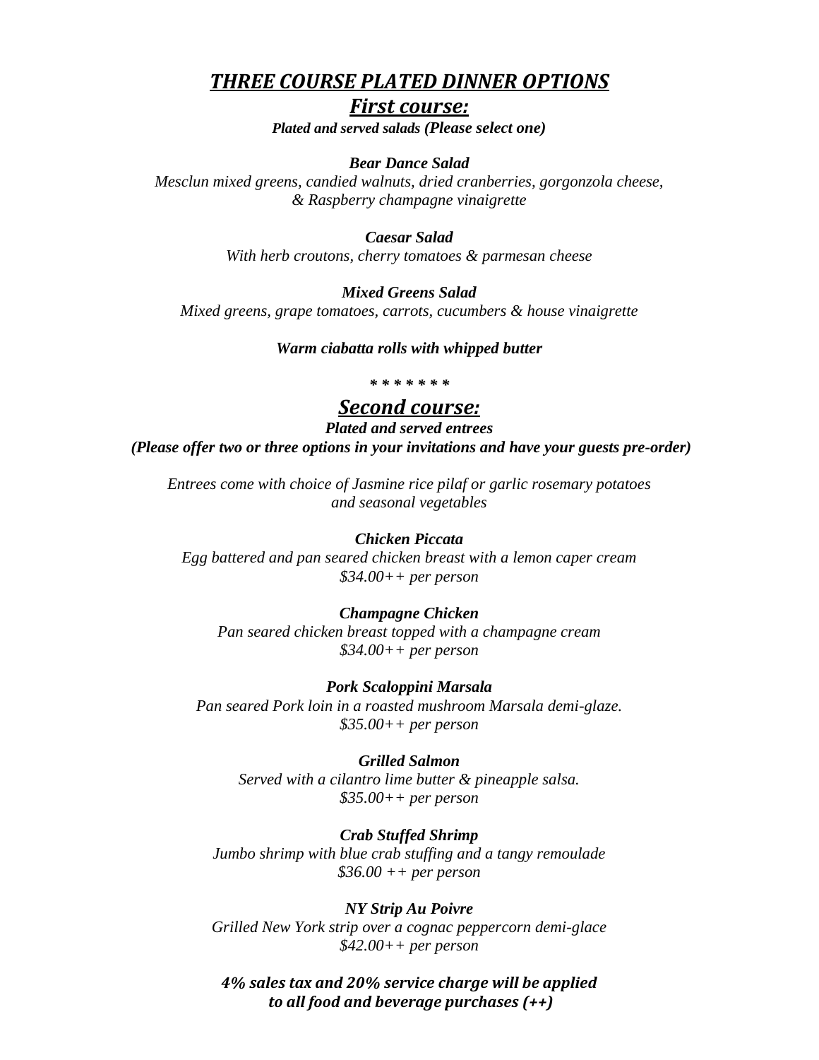# ***THREE COURSE PLATED DINNER OPTIONS***

## ***First course:***

***Plated and served salads (Please select one)***

***Bear Dance Salad***
*Mesclun mixed greens, candied walnuts, dried cranberries, gorgonzola cheese, & Raspberry champagne vinaigrette*

***Caesar Salad***
*With herb croutons, cherry tomatoes & parmesan cheese*

***Mixed Greens Salad***
*Mixed greens, grape tomatoes, carrots, cucumbers & house vinaigrette*

***Warm ciabatta rolls with whipped butter***

*\* \* \* \* \* \* \**

## ***Second course:***

***Plated and served entrees***
***(Please offer two or three options in your invitations and have your guests pre-order)***

*Entrees come with choice of Jasmine rice pilaf or garlic rosemary potatoes and seasonal vegetables*

***Chicken Piccata***
*Egg battered and pan seared chicken breast with a lemon caper cream*
*$34.00++ per person*

***Champagne Chicken***
*Pan seared chicken breast topped with a champagne cream*
*$34.00++ per person*

***Pork Scaloppini Marsala***
*Pan seared Pork loin in a roasted mushroom Marsala demi-glaze.*
*$35.00++ per person*

***Grilled Salmon***
*Served with a cilantro lime butter & pineapple salsa.*
*$35.00++ per person*

***Crab Stuffed Shrimp***
*Jumbo shrimp with blue crab stuffing and a tangy remoulade*
*$36.00 ++ per person*

***NY Strip Au Poivre***
*Grilled New York strip over a cognac peppercorn demi-glace*
*$42.00++ per person*

***4% sales tax and 20% service charge will be applied to all food and beverage purchases (++)***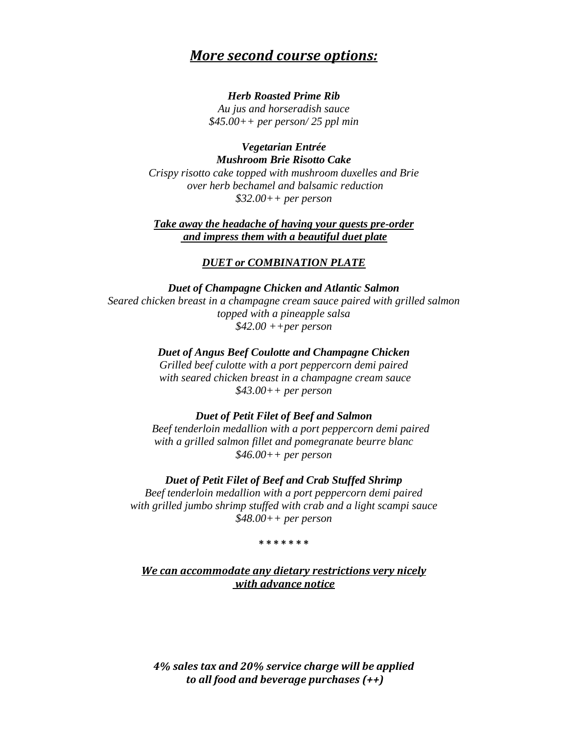## ***More second course options:***

***Herb Roasted Prime Rib***
*Au jus and horseradish sauce*
*$45.00++ per person/ 25 ppl min*

***Vegetarian Entrée***
***Mushroom Brie Risotto Cake***
*Crispy risotto cake topped with mushroom duxelles and Brie*
*over herb bechamel and balsamic reduction*
*$32.00++ per person*

***Take away the headache of having your guests pre-order***
***and impress them with a beautiful duet plate***

***DUET or COMBINATION PLATE***

***Duet of Champagne Chicken and Atlantic Salmon***
*Seared chicken breast in a champagne cream sauce paired with grilled salmon*
*topped with a pineapple salsa*
*$42.00 ++per person*

***Duet of Angus Beef Coulotte and Champagne Chicken***
*Grilled beef culotte with a port peppercorn demi paired*
*with seared chicken breast in a champagne cream sauce*
*$43.00++ per person*

***Duet of Petit Filet of Beef and Salmon***
*Beef tenderloin medallion with a port peppercorn demi paired*
*with a grilled salmon fillet and pomegranate beurre blanc*
*$46.00++ per person*

***Duet of Petit Filet of Beef and Crab Stuffed Shrimp***
*Beef tenderloin medallion with a port peppercorn demi paired*
*with grilled jumbo shrimp stuffed with crab and a light scampi sauce*
*$48.00++ per person*

*******

***We can accommodate any dietary restrictions very nicely***
***with advance notice***

***4% sales tax and 20% service charge will be applied***
***to all food and beverage purchases (++)***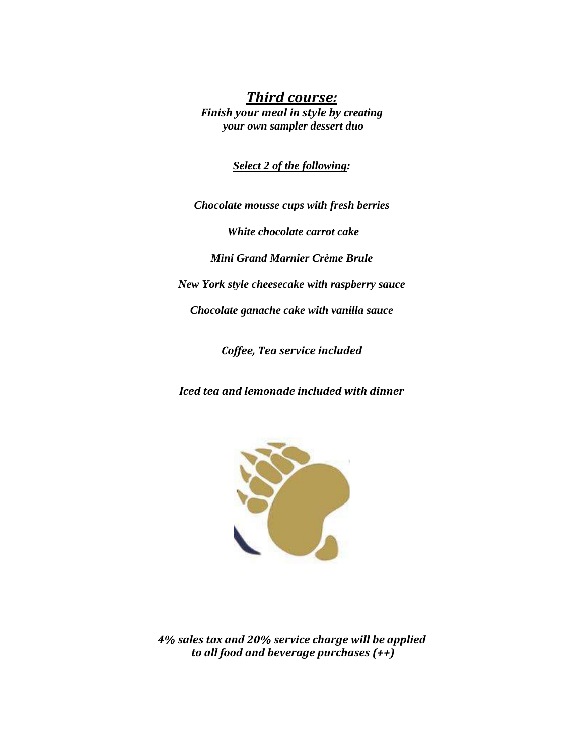## ***Third course:***

***Finish your meal in style by creating your own sampler dessert duo***

***Select 2 of the following:***

***Chocolate mousse cups with fresh berries***

***White chocolate carrot cake***

***Mini Grand Marnier Crème Brule***

***New York style cheesecake with raspberry sauce***

***Chocolate ganache cake with vanilla sauce***

***Coffee, Tea service included***

***Iced tea and lemonade included with dinner***

***4% sales tax and 20% service charge will be applied to all food and beverage purchases (++)***